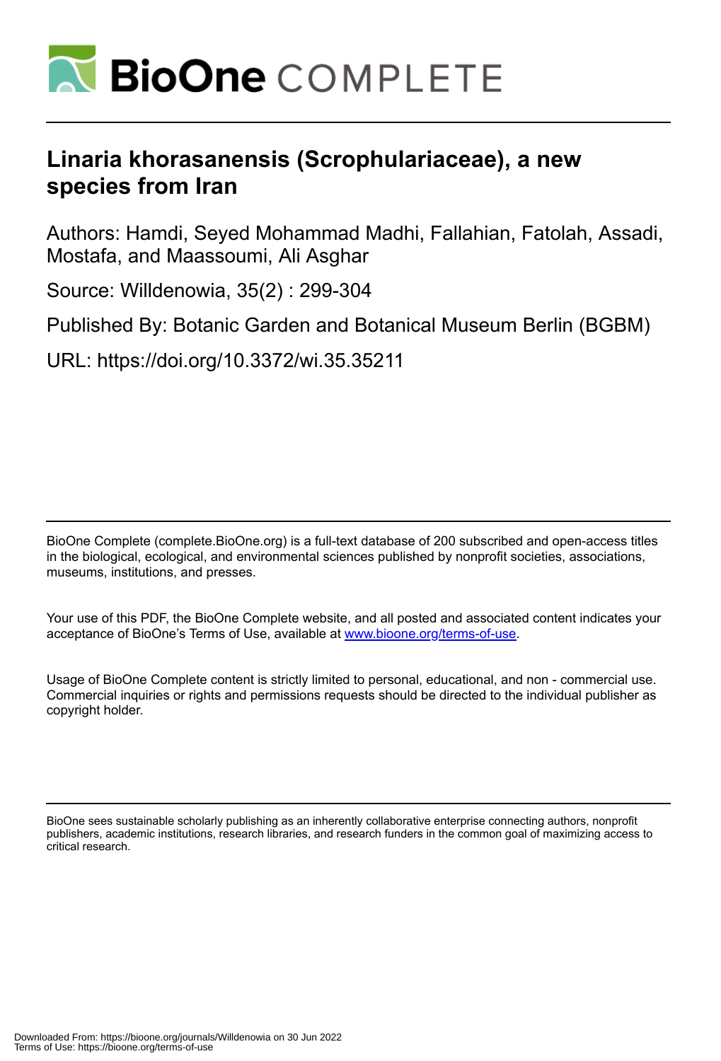# Linaria khorasanensis (Scrophulariaceae), a new species from Iran

Authors: Hamdi, Seyed Mohammad Madhi, Fallahian, Fatolah, Assadi, Mostafa, and Maassoumi, Ali Asghar

Source: Willdenowia, 35(2) : 299-304

Published By: Botanic Garden and Botanical Museum Berlin (BGBM)

URL: https://doi.org/10.3372/wi.35.35211

BioOne Complete (complete.BioOne.org) is a full-text database of 200 subscribed and open-access titles in the biological, ecological, and environmental sciences published by nonprofit societies, associations, museums, institutions, and presses.

Your use of this PDF, the BioOne Complete website, and all posted and associated content indicates your acceptance of BioOne's Terms of Use, available at www.bioone.org/terms-of-use.

Usage of BioOne Complete content is strictly limited to personal, educational, and non - commercial use. Commercial inquiries or rights and permissions requests should be directed to the individual publisher as copyright holder.

BioOne sees sustainable scholarly publishing as an inherently collaborative enterprise connecting authors, nonprofit publishers, academic institutions, research libraries, and research funders in the common goal of maximizing access to critical research.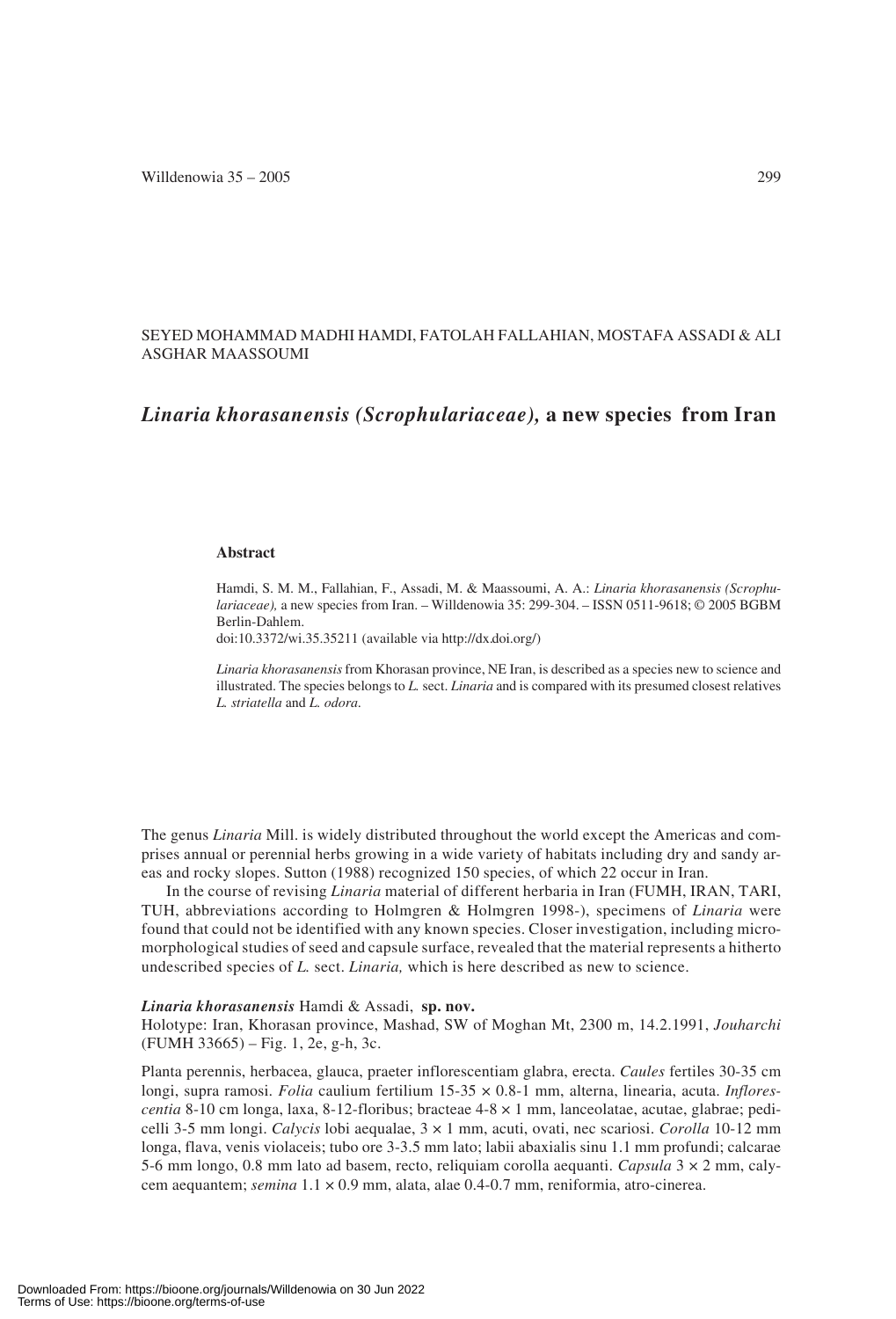SEYED MOHAMMAD MADHI HAMDI, FATOLAH FALLAHIAN, MOSTAFA ASSADI & ALI ASGHAR MAASSOUMI

# *Linaria khorasanensis (Scrophulariaceae),* a new species from Iran

### Abstract

Hamdi, S. M. M., Fallahian, F., Assadi, M. & Maassoumi, A. A.: *Linaria khorasanensis (Scrophulariaceae),* a new species from Iran. – Willdenowia 35: 299-304. – ISSN 0511-9618; © 2005 BGBM Berlin-Dahlem.
doi:10.3372/wi.35.35211 (available via http://dx.doi.org/)

*Linaria khorasanensis* from Khorasan province, NE Iran, is described as a species new to science and illustrated. The species belongs to *L.* sect. *Linaria* and is compared with its presumed closest relatives *L. striatella* and *L. odora*.

The genus *Linaria* Mill. is widely distributed throughout the world except the Americas and comprises annual or perennial herbs growing in a wide variety of habitats including dry and sandy areas and rocky slopes. Sutton (1988) recognized 150 species, of which 22 occur in Iran.

In the course of revising *Linaria* material of different herbaria in Iran (FUMH, IRAN, TARI, TUH, abbreviations according to Holmgren & Holmgren 1998-), specimens of *Linaria* were found that could not be identified with any known species. Closer investigation, including micromorphological studies of seed and capsule surface, revealed that the material represents a hitherto undescribed species of *L.* sect. *Linaria,* which is here described as new to science.

***Linaria khorasanensis*** Hamdi & Assadi, **sp. nov.**
Holotype: Iran, Khorasan province, Mashad, SW of Moghan Mt, 2300 m, 14.2.1991, *Jouharchi* (FUMH 33665) – Fig. 1, 2e, g-h, 3c.

Planta perennis, herbacea, glauca, praeter inflorescentiam glabra, erecta. *Caules* fertiles 30-35 cm longi, supra ramosi. *Folia* caulium fertilium 15-35 × 0.8-1 mm, alterna, linearia, acuta. *Inflorescentia* 8-10 cm longa, laxa, 8-12-floribus; bracteae 4-8 × 1 mm, lanceolatae, acutae, glabrae; pedicelli 3-5 mm longi. *Calycis* lobi aequalae, 3 × 1 mm, acuti, ovati, nec scariosi. *Corolla* 10-12 mm longa, flava, venis violaceis; tubo ore 3-3.5 mm lato; labii abaxialis sinu 1.1 mm profundi; calcarae 5-6 mm longo, 0.8 mm lato ad basem, recto, reliquiam corolla aequanti. *Capsula* 3 × 2 mm, calycem aequantem; *semina* 1.1 × 0.9 mm, alata, alae 0.4-0.7 mm, reniformia, atro-cinerea.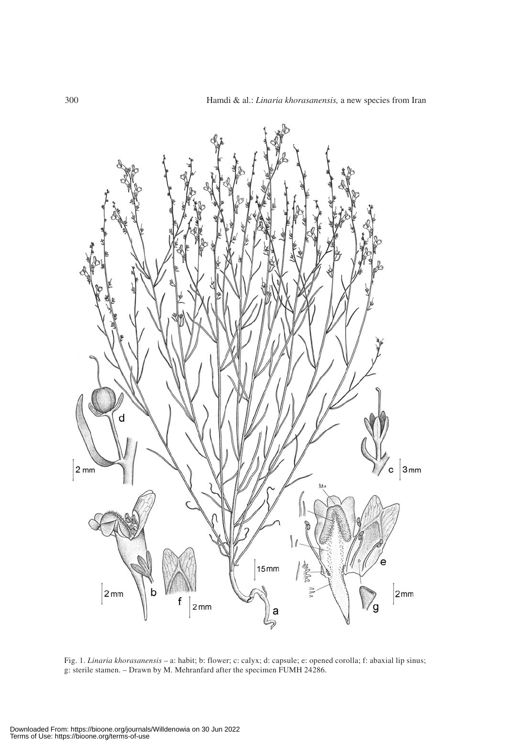Fig. 1. *Linaria khorasanensis* – a: habit; b: flower; c: calyx; d: capsule; e: opened corolla; f: abaxial lip sinus; g: sterile stamen. – Drawn by M. Mehranfard after the specimen FUMH 24286.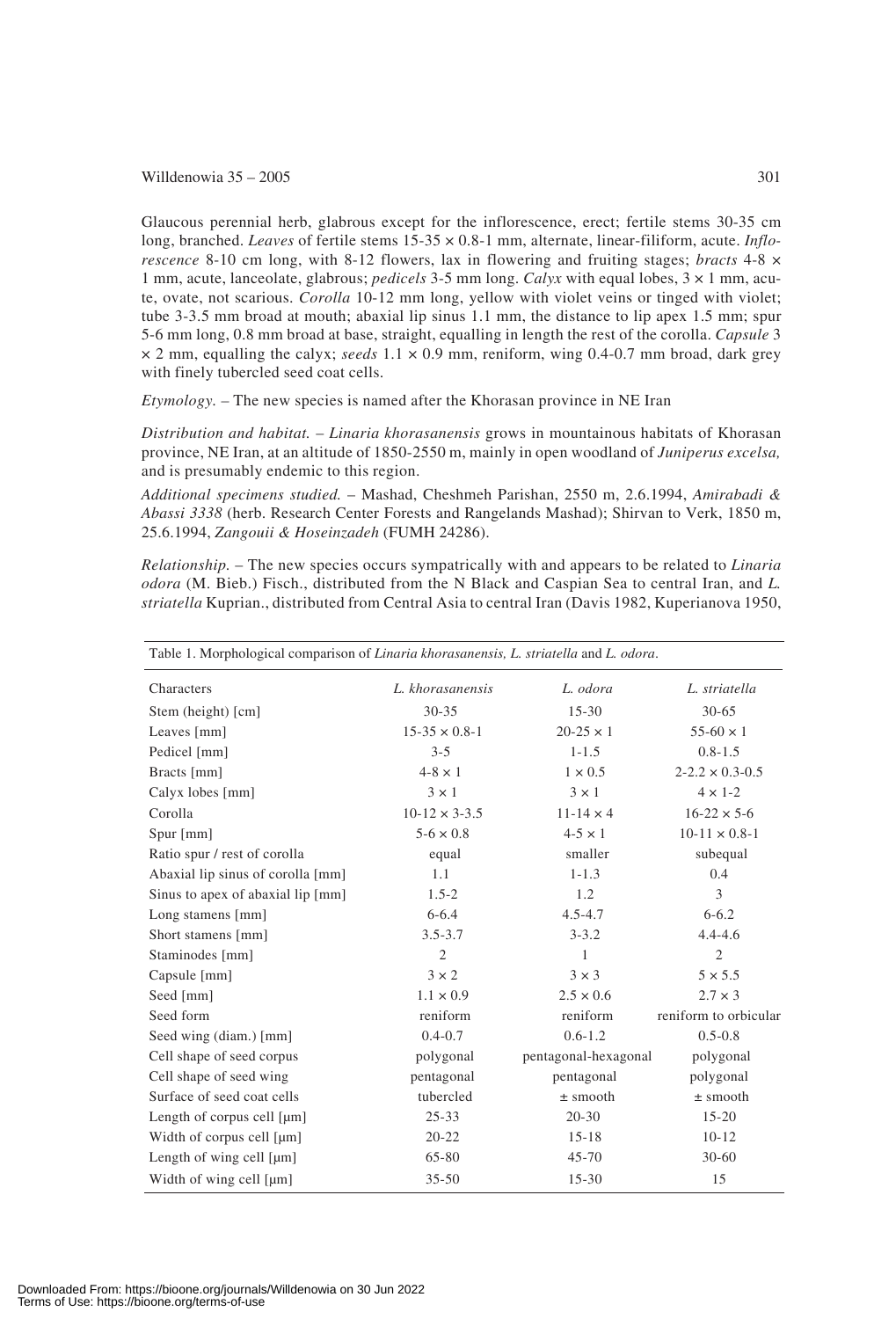Glaucous perennial herb, glabrous except for the inflorescence, erect; fertile stems 30-35 cm long, branched. *Leaves* of fertile stems 15-35 × 0.8-1 mm, alternate, linear-filiform, acute. *Inflorescence* 8-10 cm long, with 8-12 flowers, lax in flowering and fruiting stages; *bracts* 4-8 × 1 mm, acute, lanceolate, glabrous; *pedicels* 3-5 mm long. *Calyx* with equal lobes, 3 × 1 mm, acute, ovate, not scarious. *Corolla* 10-12 mm long, yellow with violet veins or tinged with violet; tube 3-3.5 mm broad at mouth; abaxial lip sinus 1.1 mm, the distance to lip apex 1.5 mm; spur 5-6 mm long, 0.8 mm broad at base, straight, equalling in length the rest of the corolla. *Capsule* 3 × 2 mm, equalling the calyx; *seeds* 1.1 × 0.9 mm, reniform, wing 0.4-0.7 mm broad, dark grey with finely tubercled seed coat cells.

*Etymology.* – The new species is named after the Khorasan province in NE Iran

*Distribution and habitat.* – *Linaria khorasanensis* grows in mountainous habitats of Khorasan province, NE Iran, at an altitude of 1850-2550 m, mainly in open woodland of *Juniperus excelsa,* and is presumably endemic to this region.

*Additional specimens studied.* – Mashad, Cheshmeh Parishan, 2550 m, 2.6.1994, *Amirabadi & Abassi 3338* (herb. Research Center Forests and Rangelands Mashad); Shirvan to Verk, 1850 m, 25.6.1994, *Zangouii & Hoseinzadeh* (FUMH 24286).

*Relationship.* – The new species occurs sympatrically with and appears to be related to *Linaria odora* (M. Bieb.) Fisch., distributed from the N Black and Caspian Sea to central Iran, and *L. striatella* Kuprian., distributed from Central Asia to central Iran (Davis 1982, Kuperianova 1950,

Table 1. Morphological comparison of *Linaria khorasanensis, L. striatella* and *L. odora*.

| Characters | *L. khorasanensis* | *L. odora* | *L. striatella* |
|---|---|---|---|
| Stem (height) [cm] | 30-35 | 15-30 | 30-65 |
| Leaves [mm] | 15-35 × 0.8-1 | 20-25 × 1 | 55-60 × 1 |
| Pedicel [mm] | 3-5 | 1-1.5 | 0.8-1.5 |
| Bracts [mm] | 4-8 × 1 | 1 × 0.5 | 2-2.2 × 0.3-0.5 |
| Calyx lobes [mm] | 3 × 1 | 3 × 1 | 4 × 1-2 |
| Corolla | 10-12 × 3-3.5 | 11-14 × 4 | 16-22 × 5-6 |
| Spur [mm] | 5-6 × 0.8 | 4-5 × 1 | 10-11 × 0.8-1 |
| Ratio spur / rest of corolla | equal | smaller | subequal |
| Abaxial lip sinus of corolla [mm] | 1.1 | 1-1.3 | 0.4 |
| Sinus to apex of abaxial lip [mm] | 1.5-2 | 1.2 | 3 |
| Long stamens [mm] | 6-6.4 | 4.5-4.7 | 6-6.2 |
| Short stamens [mm] | 3.5-3.7 | 3-3.2 | 4.4-4.6 |
| Staminodes [mm] | 2 | 1 | 2 |
| Capsule [mm] | 3 × 2 | 3 × 3 | 5 × 5.5 |
| Seed [mm] | 1.1 × 0.9 | 2.5 × 0.6 | 2.7 × 3 |
| Seed form | reniform | reniform | reniform to orbicular |
| Seed wing (diam.) [mm] | 0.4-0.7 | 0.6-1.2 | 0.5-0.8 |
| Cell shape of seed corpus | polygonal | pentagonal-hexagonal | polygonal |
| Cell shape of seed wing | pentagonal | pentagonal | polygonal |
| Surface of seed coat cells | tubercled | ± smooth | ± smooth |
| Length of corpus cell [µm] | 25-33 | 20-30 | 15-20 |
| Width of corpus cell [µm] | 20-22 | 15-18 | 10-12 |
| Length of wing cell [µm] | 65-80 | 45-70 | 30-60 |
| Width of wing cell [µm] | 35-50 | 15-30 | 15 |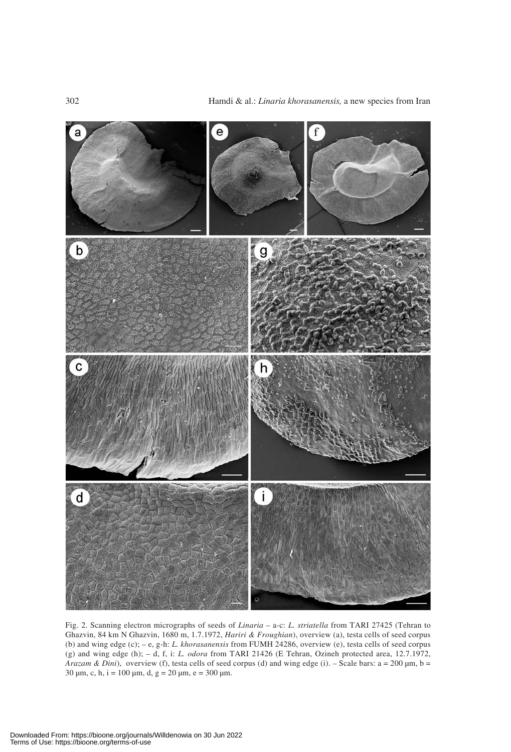Fig. 2. Scanning electron micrographs of seeds of *Linaria* – a-c: *L. striatella* from TARI 27425 (Tehran to Ghazvin, 84 km N Ghazvin, 1680 m, 1.7.1972, *Hariri & Froughian*), overview (a), testa cells of seed corpus (b) and wing edge (c); – e, g-h: *L. khorasanensis* from FUMH 24286, overview (e), testa cells of seed corpus (g) and wing edge (h); – d, f, i: *L. odora* from TARI 21426 (E Tehran, Ozineh protected area, 12.7.1972, *Arazam & Dini*), overview (f), testa cells of seed corpus (d) and wing edge (i). – Scale bars: a = 200 µm, b = 30 µm, c, h, i = 100 µm, d, g = 20 µm, e = 300 µm.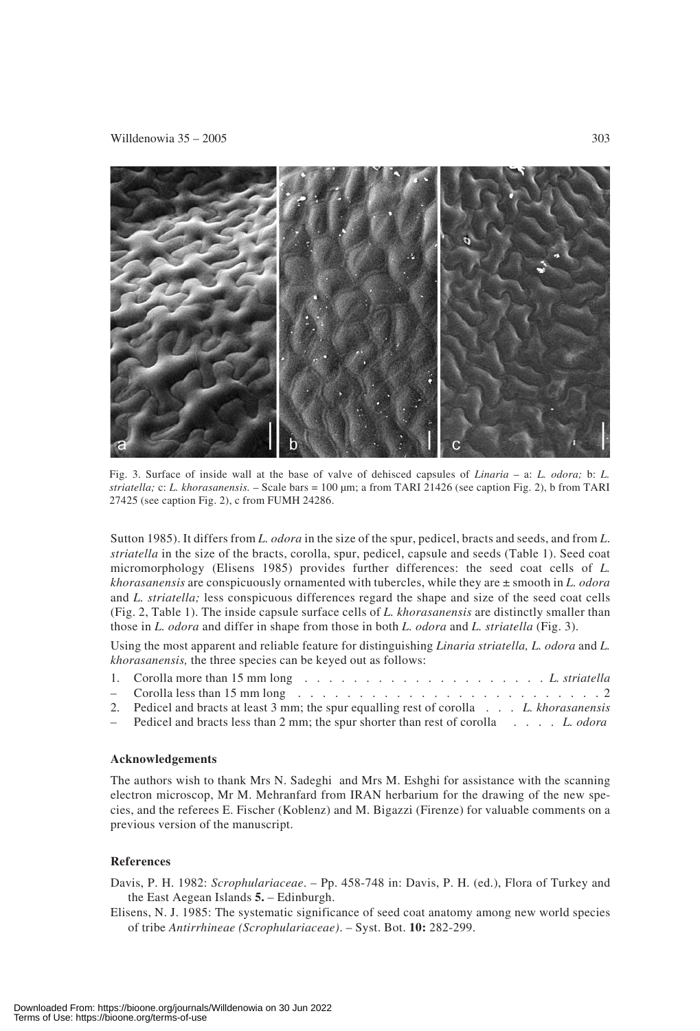Fig. 3. Surface of inside wall at the base of valve of dehisced capsules of *Linaria* – a: *L. odora;* b: *L. striatella;* c: *L. khorasanensis.* – Scale bars = 100 µm; a from TARI 21426 (see caption Fig. 2), b from TARI 27425 (see caption Fig. 2), c from FUMH 24286.

Sutton 1985). It differs from *L. odora* in the size of the spur, pedicel, bracts and seeds, and from *L. striatella* in the size of the bracts, corolla, spur, pedicel, capsule and seeds (Table 1). Seed coat micromorphology (Elisens 1985) provides further differences: the seed coat cells of *L. khorasanensis* are conspicuously ornamented with tubercles, while they are ± smooth in *L. odora* and *L. striatella;* less conspicuous differences regard the shape and size of the seed coat cells (Fig. 2, Table 1). The inside capsule surface cells of *L. khorasanensis* are distinctly smaller than those in *L. odora* and differ in shape from those in both *L. odora* and *L. striatella* (Fig. 3).

Using the most apparent and reliable feature for distinguishing *Linaria striatella, L. odora* and *L. khorasanensis,* the three species can be keyed out as follows:

1. Corolla more than 15 mm long . . . . . . . . . . . . . . . . . . . . . *L. striatella*
– Corolla less than 15 mm long . . . . . . . . . . . . . . . . . . . . . . . . . 2
2. Pedicel and bracts at least 3 mm; the spur equalling rest of corolla . . . *L. khorasanensis*
– Pedicel and bracts less than 2 mm; the spur shorter than rest of corolla . . . . *L. odora*

### Acknowledgements

The authors wish to thank Mrs N. Sadeghi and Mrs M. Eshghi for assistance with the scanning electron microscop, Mr M. Mehranfard from IRAN herbarium for the drawing of the new species, and the referees E. Fischer (Koblenz) and M. Bigazzi (Firenze) for valuable comments on a previous version of the manuscript.

### References

Davis, P. H. 1982: *Scrophulariaceae*. – Pp. 458-748 in: Davis, P. H. (ed.), Flora of Turkey and the East Aegean Islands **5.** – Edinburgh.

Elisens, N. J. 1985: The systematic significance of seed coat anatomy among new world species of tribe *Antirrhineae (Scrophulariaceae)*. – Syst. Bot. **10:** 282-299.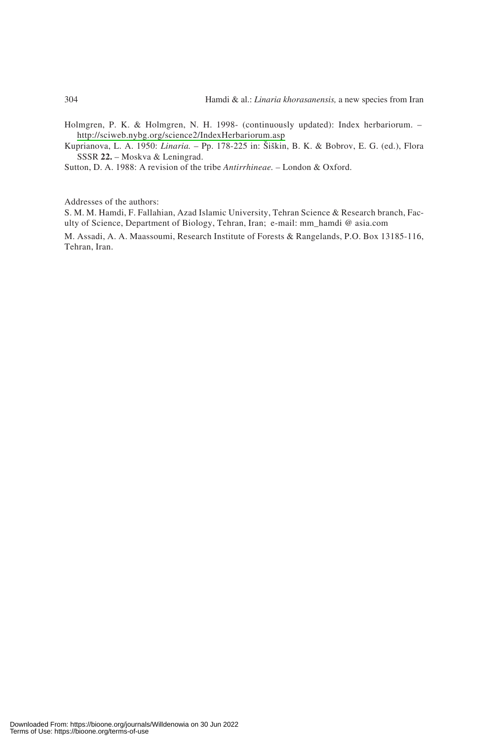Holmgren, P. K. & Holmgren, N. H. 1998- (continuously updated): Index herbariorum. – http://sciweb.nybg.org/science2/IndexHerbariorum.asp

Kuprianova, L. A. 1950: *Linaria.* – Pp. 178-225 in: Šiškin, B. K. & Bobrov, E. G. (ed.), Flora SSSR **22.** – Moskva & Leningrad.

Sutton, D. A. 1988: A revision of the tribe *Antirrhineae.* – London & Oxford.

Addresses of the authors:

S. M. M. Hamdi, F. Fallahian, Azad Islamic University, Tehran Science & Research branch, Faculty of Science, Department of Biology, Tehran, Iran; e-mail: mm_hamdi @ asia.com

M. Assadi, A. A. Maassoumi, Research Institute of Forests & Rangelands, P.O. Box 13185-116, Tehran, Iran.